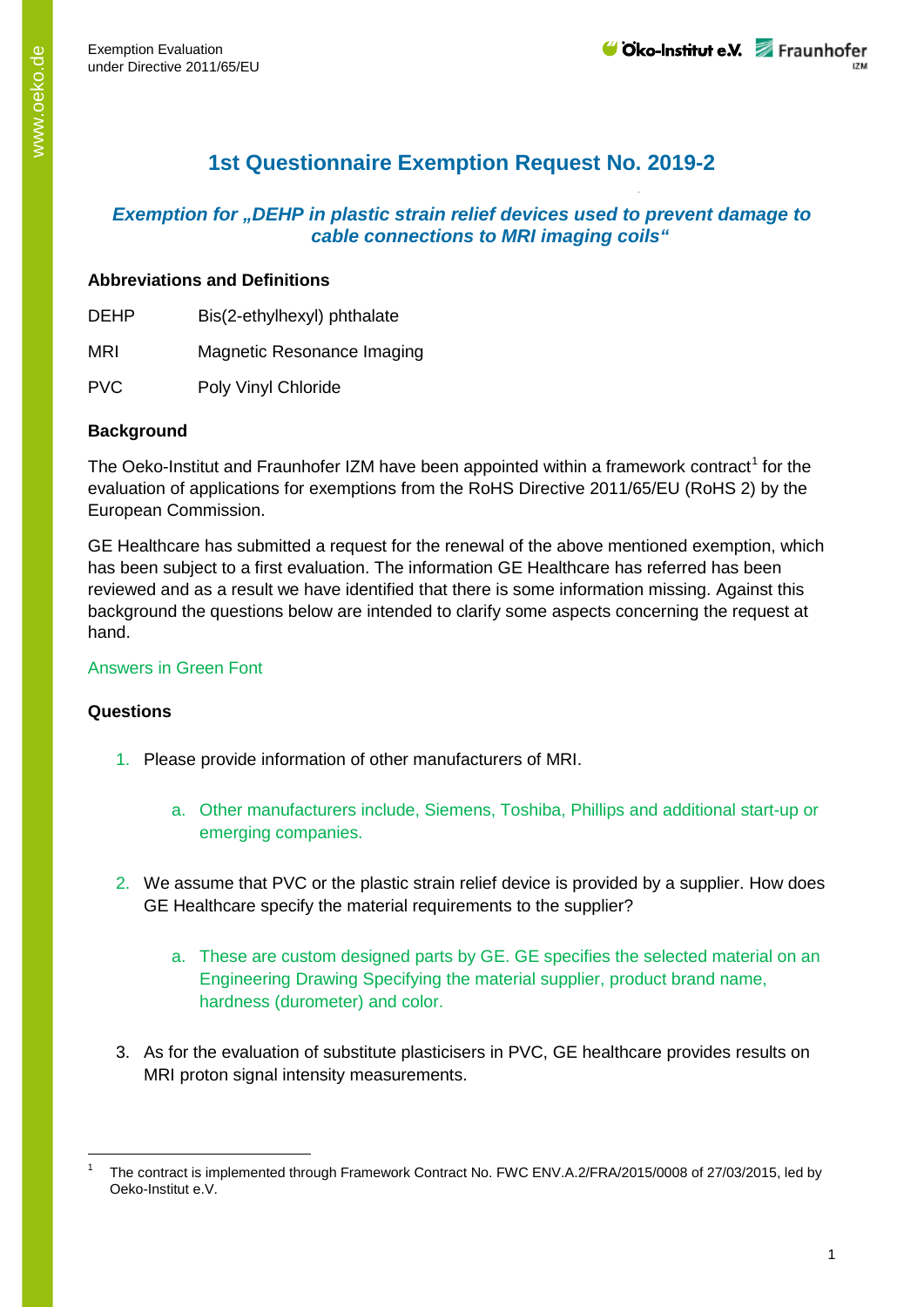# 1st Questionnaire Exemption Request No. 2019-2

### *Exemption for „DEHP in plastic strain relief devices used to prevent damage to cable connections to MRI imaging coils"*

**Abbreviations and Definitions**

| | |
|---|---|
| DEHP | Bis(2-ethylhexyl) phthalate |
| MRI | Magnetic Resonance Imaging |
| PVC | Poly Vinyl Chloride |

**Background**

The Oeko-Institut and Fraunhofer IZM have been appointed within a framework contract[1] for the evaluation of applications for exemptions from the RoHS Directive 2011/65/EU (RoHS 2) by the European Commission.

GE Healthcare has submitted a request for the renewal of the above mentioned exemption, which has been subject to a first evaluation. The information GE Healthcare has referred has been reviewed and as a result we have identified that there is some information missing. Against this background the questions below are intended to clarify some aspects concerning the request at hand.

Answers in Green Font

**Questions**

1. Please provide information of other manufacturers of MRI.

   a. Other manufacturers include, Siemens, Toshiba, Phillips and additional start-up or emerging companies.

2. We assume that PVC or the plastic strain relief device is provided by a supplier. How does GE Healthcare specify the material requirements to the supplier?

   a. These are custom designed parts by GE. GE specifies the selected material on an Engineering Drawing Specifying the material supplier, product brand name, hardness (durometer) and color.

3. As for the evaluation of substitute plasticisers in PVC, GE healthcare provides results on MRI proton signal intensity measurements.

---

[1] The contract is implemented through Framework Contract No. FWC ENV.A.2/FRA/2015/0008 of 27/03/2015, led by Oeko-Institut e.V.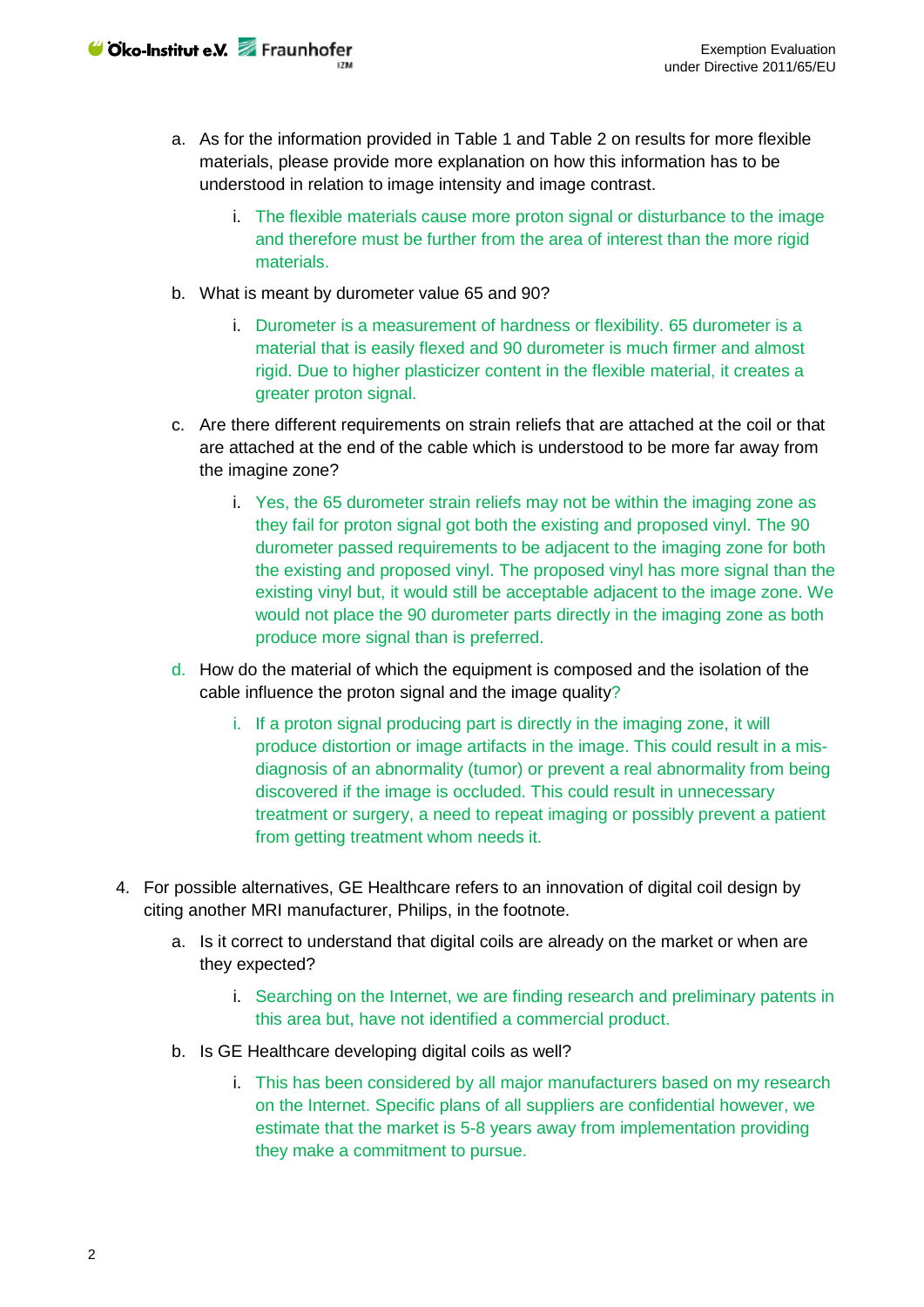a. As for the information provided in Table 1 and Table 2 on results for more flexible materials, please provide more explanation on how this information has to be understood in relation to image intensity and image contrast.

    i. The flexible materials cause more proton signal or disturbance to the image and therefore must be further from the area of interest than the more rigid materials.

b. What is meant by durometer value 65 and 90?

    i. Durometer is a measurement of hardness or flexibility. 65 durometer is a material that is easily flexed and 90 durometer is much firmer and almost rigid. Due to higher plasticizer content in the flexible material, it creates a greater proton signal.

c. Are there different requirements on strain reliefs that are attached at the coil or that are attached at the end of the cable which is understood to be more far away from the imagine zone?

    i. Yes, the 65 durometer strain reliefs may not be within the imaging zone as they fail for proton signal got both the existing and proposed vinyl. The 90 durometer passed requirements to be adjacent to the imaging zone for both the existing and proposed vinyl. The proposed vinyl has more signal than the existing vinyl but, it would still be acceptable adjacent to the image zone. We would not place the 90 durometer parts directly in the imaging zone as both produce more signal than is preferred.

d. How do the material of which the equipment is composed and the isolation of the cable influence the proton signal and the image quality?

    i. If a proton signal producing part is directly in the imaging zone, it will produce distortion or image artifacts in the image. This could result in a mis-diagnosis of an abnormality (tumor) or prevent a real abnormality from being discovered if the image is occluded. This could result in unnecessary treatment or surgery, a need to repeat imaging or possibly prevent a patient from getting treatment whom needs it.

4. For possible alternatives, GE Healthcare refers to an innovation of digital coil design by citing another MRI manufacturer, Philips, in the footnote.

    a. Is it correct to understand that digital coils are already on the market or when are they expected?

        i. Searching on the Internet, we are finding research and preliminary patents in this area but, have not identified a commercial product.

    b. Is GE Healthcare developing digital coils as well?

        i. This has been considered by all major manufacturers based on my research on the Internet. Specific plans of all suppliers are confidential however, we estimate that the market is 5-8 years away from implementation providing they make a commitment to pursue.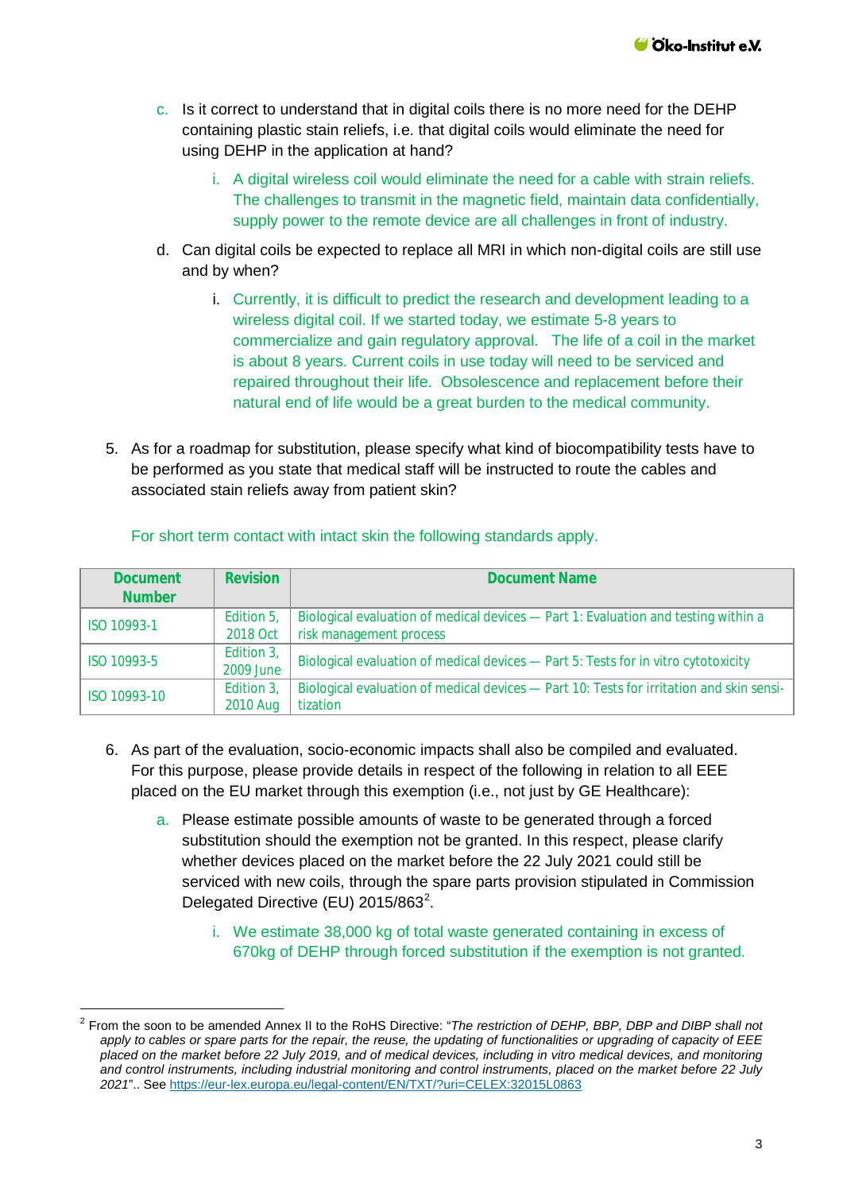c. Is it correct to understand that in digital coils there is no more need for the DEHP containing plastic stain reliefs, i.e. that digital coils would eliminate the need for using DEHP in the application at hand?

   i. A digital wireless coil would eliminate the need for a cable with strain reliefs. The challenges to transmit in the magnetic field, maintain data confidentially, supply power to the remote device are all challenges in front of industry.

d. Can digital coils be expected to replace all MRI in which non-digital coils are still use and by when?

   i. Currently, it is difficult to predict the research and development leading to a wireless digital coil. If we started today, we estimate 5-8 years to commercialize and gain regulatory approval. The life of a coil in the market is about 8 years. Current coils in use today will need to be serviced and repaired throughout their life. Obsolescence and replacement before their natural end of life would be a great burden to the medical community.

5. As for a roadmap for substitution, please specify what kind of biocompatibility tests have to be performed as you state that medical staff will be instructed to route the cables and associated stain reliefs away from patient skin?

For short term contact with intact skin the following standards apply.

| Document Number | Revision | Document Name |
|---|---|---|
| ISO 10993-1 | Edition 5, 2018 Oct | Biological evaluation of medical devices — Part 1: Evaluation and testing within a risk management process |
| ISO 10993-5 | Edition 3, 2009 June | Biological evaluation of medical devices — Part 5: Tests for in vitro cytotoxicity |
| ISO 10993-10 | Edition 3, 2010 Aug | Biological evaluation of medical devices — Part 10: Tests for irritation and skin sensitization |

6. As part of the evaluation, socio-economic impacts shall also be compiled and evaluated. For this purpose, please provide details in respect of the following in relation to all EEE placed on the EU market through this exemption (i.e., not just by GE Healthcare):

   a. Please estimate possible amounts of waste to be generated through a forced substitution should the exemption not be granted. In this respect, please clarify whether devices placed on the market before the 22 July 2021 could still be serviced with new coils, through the spare parts provision stipulated in Commission Delegated Directive (EU) 2015/863[2].

      i. We estimate 38,000 kg of total waste generated containing in excess of 670kg of DEHP through forced substitution if the exemption is not granted.

---

[2] From the soon to be amended Annex II to the RoHS Directive: "*The restriction of DEHP, BBP, DBP and DIBP shall not apply to cables or spare parts for the repair, the reuse, the updating of functionalities or upgrading of capacity of EEE placed on the market before 22 July 2019, and of medical devices, including in vitro medical devices, and monitoring and control instruments, including industrial monitoring and control instruments, placed on the market before 22 July 2021*".. See https://eur-lex.europa.eu/legal-content/EN/TXT/?uri=CELEX:32015L0863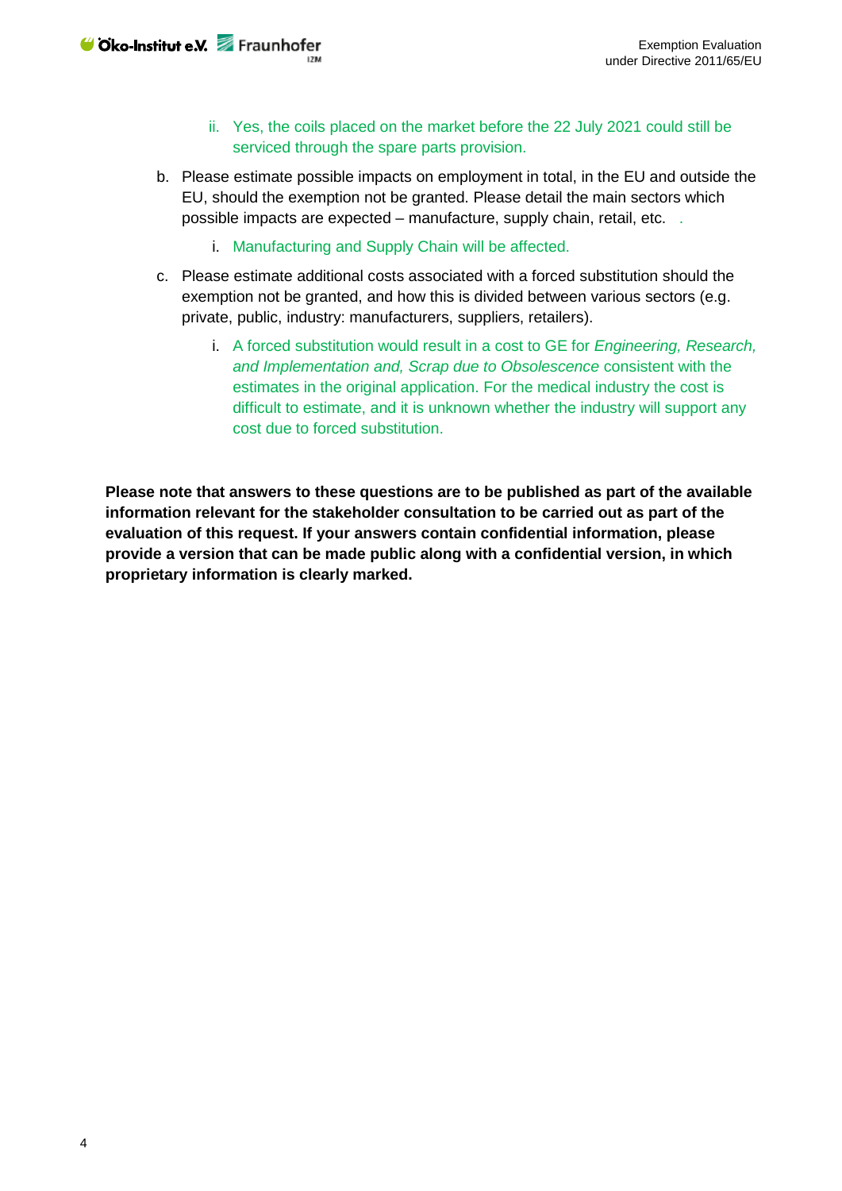ii. Yes, the coils placed on the market before the 22 July 2021 could still be serviced through the spare parts provision.

b. Please estimate possible impacts on employment in total, in the EU and outside the EU, should the exemption not be granted. Please detail the main sectors which possible impacts are expected – manufacture, supply chain, retail, etc. .

   i. Manufacturing and Supply Chain will be affected.

c. Please estimate additional costs associated with a forced substitution should the exemption not be granted, and how this is divided between various sectors (e.g. private, public, industry: manufacturers, suppliers, retailers).

   i. A forced substitution would result in a cost to GE for *Engineering, Research, and Implementation and, Scrap due to Obsolescence* consistent with the estimates in the original application. For the medical industry the cost is difficult to estimate, and it is unknown whether the industry will support any cost due to forced substitution.

**Please note that answers to these questions are to be published as part of the available information relevant for the stakeholder consultation to be carried out as part of the evaluation of this request. If your answers contain confidential information, please provide a version that can be made public along with a confidential version, in which proprietary information is clearly marked.**